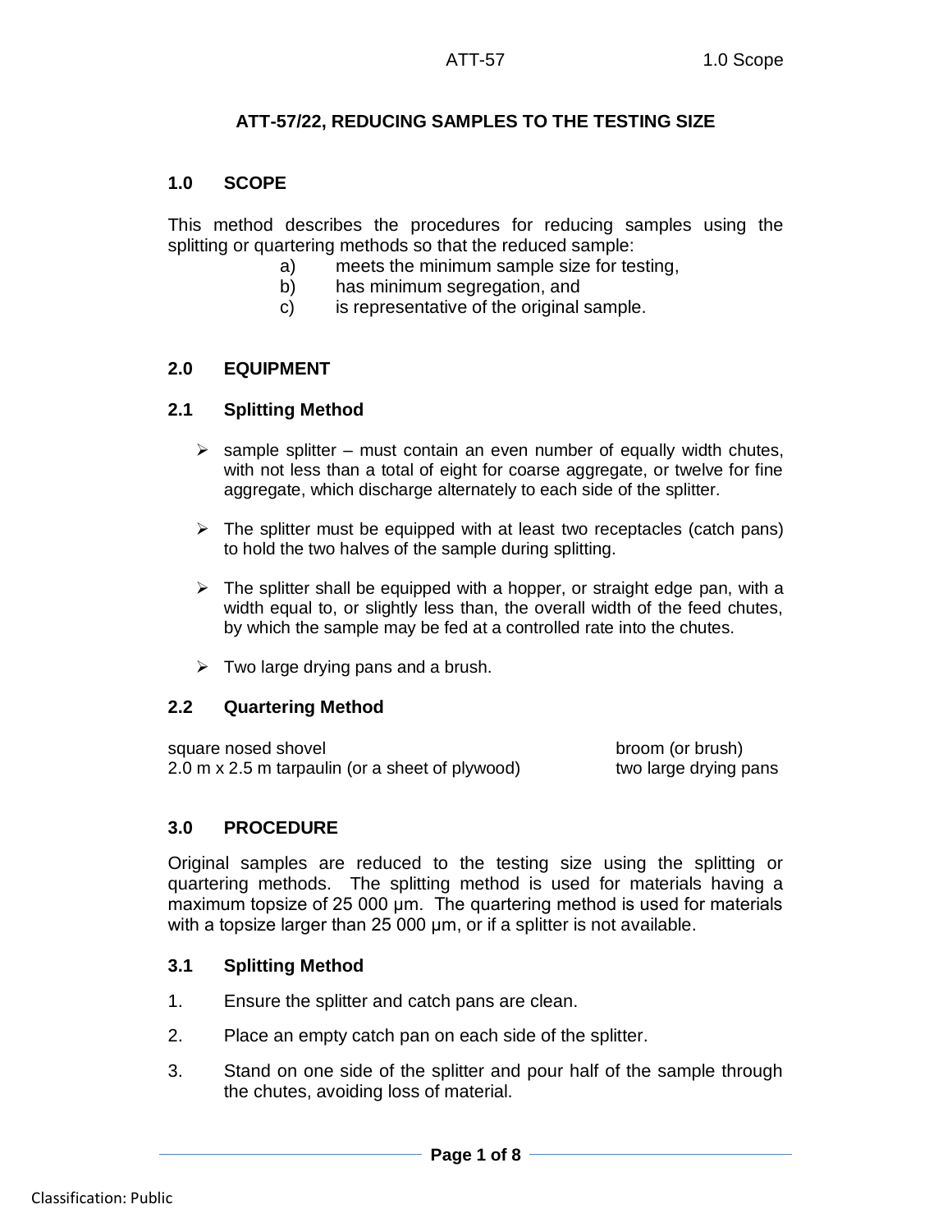# ATT-57/22, REDUCING SAMPLES TO THE TESTING SIZE

## 1.0 SCOPE

This method describes the procedures for reducing samples using the splitting or quartering methods so that the reduced sample:

a) meets the minimum sample size for testing,

b) has minimum segregation, and

c) is representative of the original sample.

## 2.0 EQUIPMENT

### 2.1 Splitting Method

- sample splitter – must contain an even number of equally width chutes, with not less than a total of eight for coarse aggregate, or twelve for fine aggregate, which discharge alternately to each side of the splitter.
- The splitter must be equipped with at least two receptacles (catch pans) to hold the two halves of the sample during splitting.
- The splitter shall be equipped with a hopper, or straight edge pan, with a width equal to, or slightly less than, the overall width of the feed chutes, by which the sample may be fed at a controlled rate into the chutes.
- Two large drying pans and a brush.

### 2.2 Quartering Method

- square nosed shovel
- 2.0 m x 2.5 m tarpaulin (or a sheet of plywood)
- broom (or brush)
- two large drying pans

## 3.0 PROCEDURE

Original samples are reduced to the testing size using the splitting or quartering methods. The splitting method is used for materials having a maximum topsize of 25 000 µm. The quartering method is used for materials with a topsize larger than 25 000 µm, or if a splitter is not available.

### 3.1 Splitting Method

1. Ensure the splitter and catch pans are clean.
2. Place an empty catch pan on each side of the splitter.
3. Stand on one side of the splitter and pour half of the sample through the chutes, avoiding loss of material.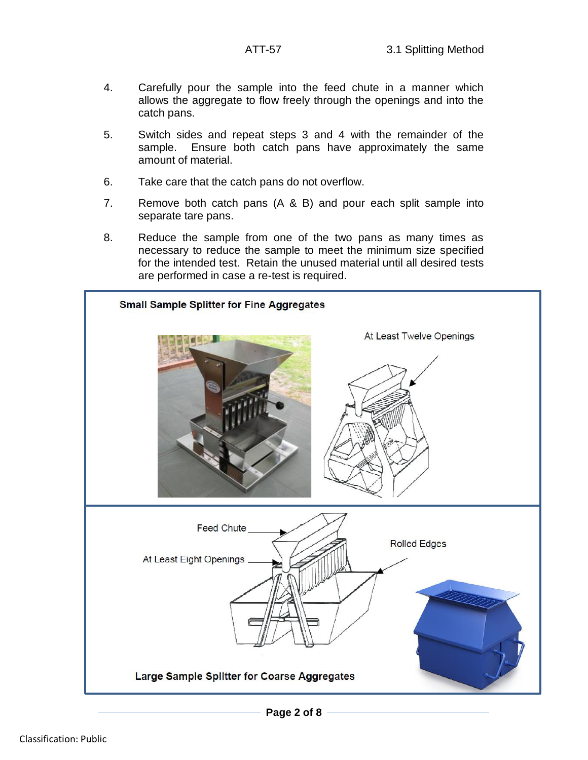4. Carefully pour the sample into the feed chute in a manner which allows the aggregate to flow freely through the openings and into the catch pans.

5. Switch sides and repeat steps 3 and 4 with the remainder of the sample. Ensure both catch pans have approximately the same amount of material.

6. Take care that the catch pans do not overflow.

7. Remove both catch pans (A & B) and pour each split sample into separate tare pans.

8. Reduce the sample from one of the two pans as many times as necessary to reduce the sample to meet the minimum size specified for the intended test. Retain the unused material until all desired tests are performed in case a re-test is required.

**Small Sample Splitter for Fine Aggregates**

At Least Twelve Openings

Feed Chute

At Least Eight Openings

Rolled Edges

**Large Sample Splitter for Coarse Aggregates**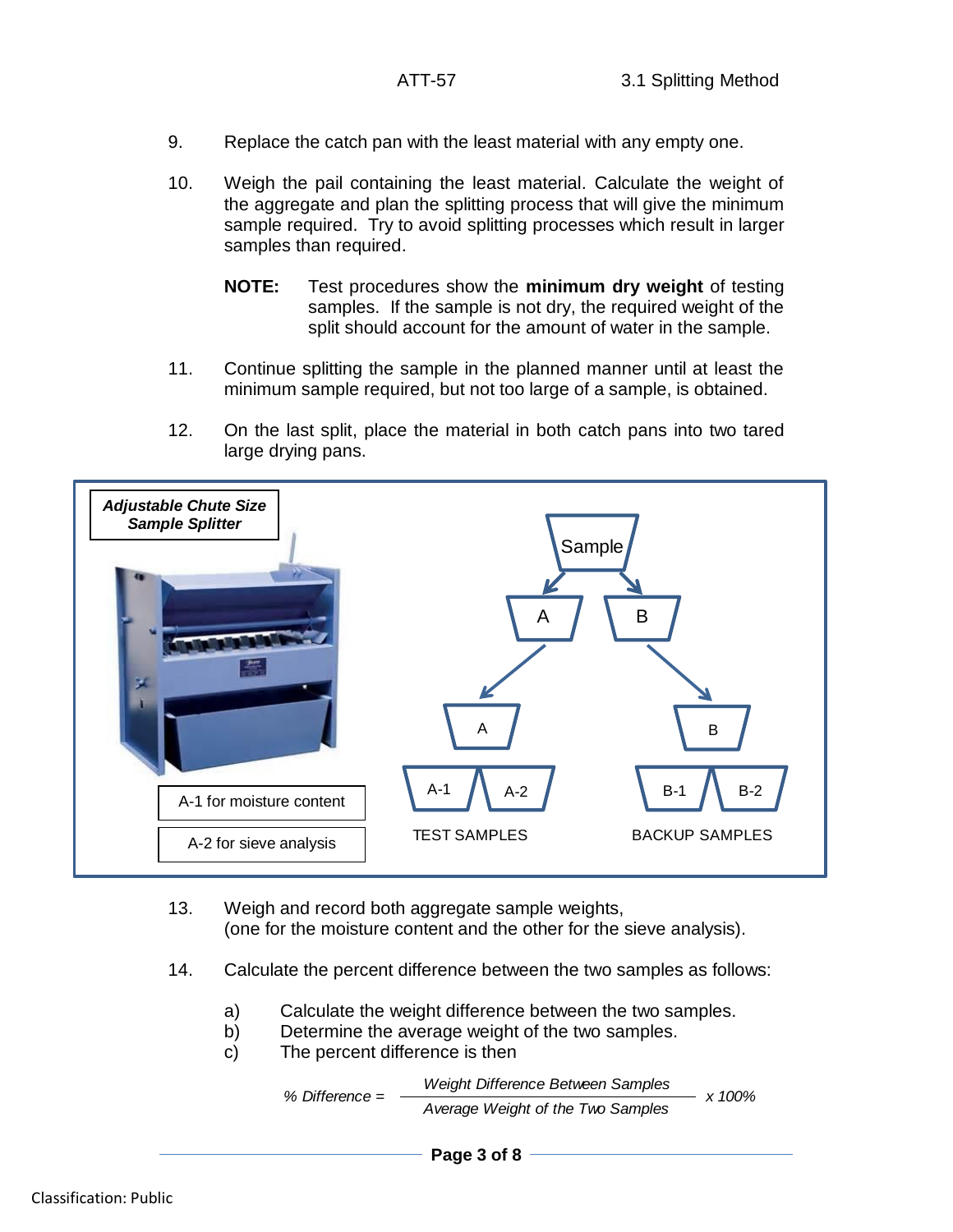9. Replace the catch pan with the least material with any empty one.

10. Weigh the pail containing the least material. Calculate the weight of the aggregate and plan the splitting process that will give the minimum sample required. Try to avoid splitting processes which result in larger samples than required.

    **NOTE:** Test procedures show the **minimum dry weight** of testing samples. If the sample is not dry, the required weight of the split should account for the amount of water in the sample.

11. Continue splitting the sample in the planned manner until at least the minimum sample required, but not too large of a sample, is obtained.

12. On the last split, place the material in both catch pans into two tared large drying pans.

***Adjustable Chute Size Sample Splitter***

Sample → A, B

A → A-1, A-2 (TEST SAMPLES)

B → B-1, B-2 (BACKUP SAMPLES)

A-1 for moisture content

A-2 for sieve analysis

13. Weigh and record both aggregate sample weights, (one for the moisture content and the other for the sieve analysis).

14. Calculate the percent difference between the two samples as follows:

    a) Calculate the weight difference between the two samples.
    b) Determine the average weight of the two samples.
    c) The percent difference is then

$$\% \text{ Difference} = \frac{\text{Weight Difference Between Samples}}{\text{Average Weight of the Two Samples}} \times 100\%$$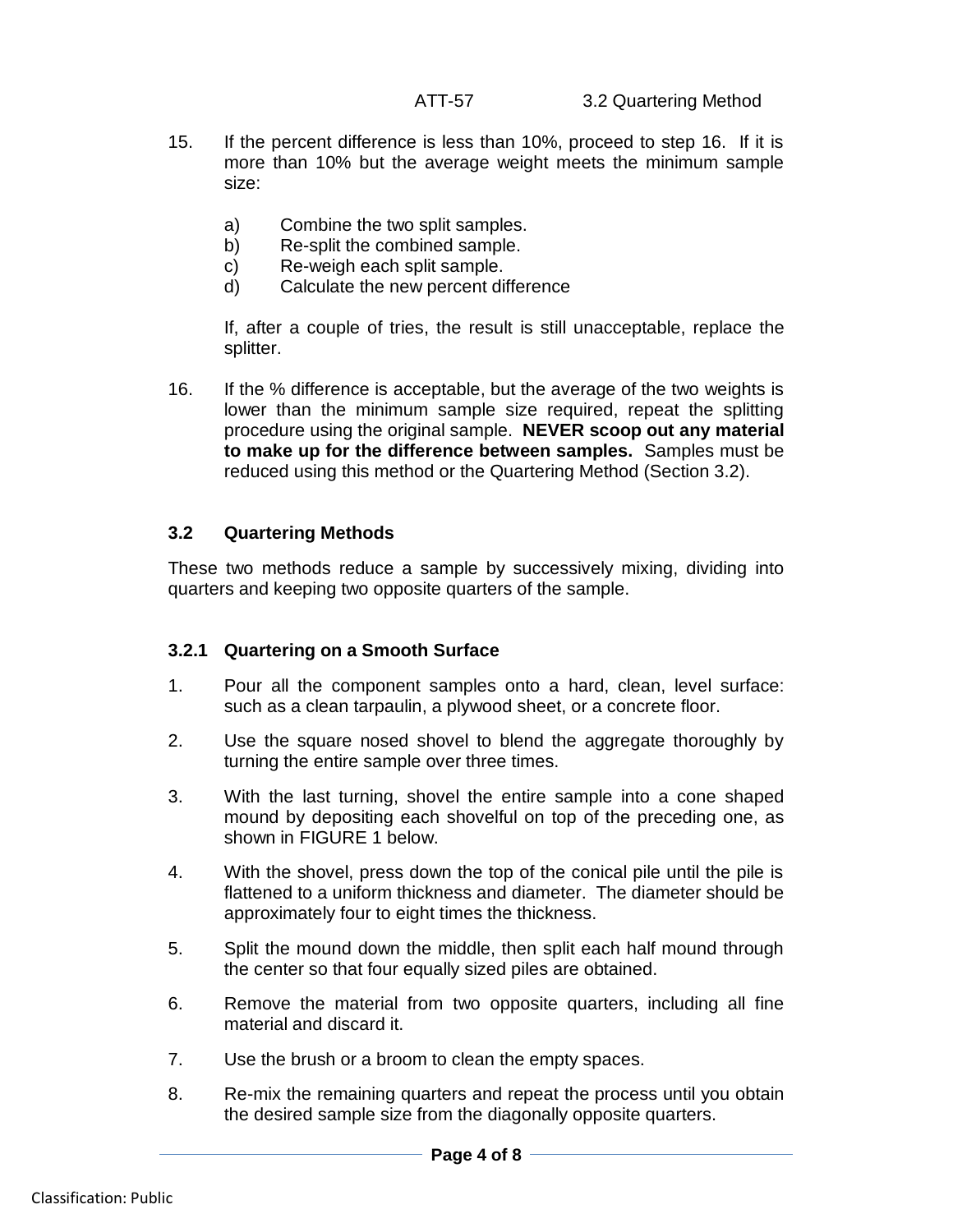15. If the percent difference is less than 10%, proceed to step 16. If it is more than 10% but the average weight meets the minimum sample size:

    a) Combine the two split samples.
    b) Re-split the combined sample.
    c) Re-weigh each split sample.
    d) Calculate the new percent difference

    If, after a couple of tries, the result is still unacceptable, replace the splitter.

16. If the % difference is acceptable, but the average of the two weights is lower than the minimum sample size required, repeat the splitting procedure using the original sample. **NEVER scoop out any material to make up for the difference between samples.** Samples must be reduced using this method or the Quartering Method (Section 3.2).

## 3.2 Quartering Methods

These two methods reduce a sample by successively mixing, dividing into quarters and keeping two opposite quarters of the sample.

### 3.2.1 Quartering on a Smooth Surface

1. Pour all the component samples onto a hard, clean, level surface: such as a clean tarpaulin, a plywood sheet, or a concrete floor.
2. Use the square nosed shovel to blend the aggregate thoroughly by turning the entire sample over three times.
3. With the last turning, shovel the entire sample into a cone shaped mound by depositing each shovelful on top of the preceding one, as shown in FIGURE 1 below.
4. With the shovel, press down the top of the conical pile until the pile is flattened to a uniform thickness and diameter. The diameter should be approximately four to eight times the thickness.
5. Split the mound down the middle, then split each half mound through the center so that four equally sized piles are obtained.
6. Remove the material from two opposite quarters, including all fine material and discard it.
7. Use the brush or a broom to clean the empty spaces.
8. Re-mix the remaining quarters and repeat the process until you obtain the desired sample size from the diagonally opposite quarters.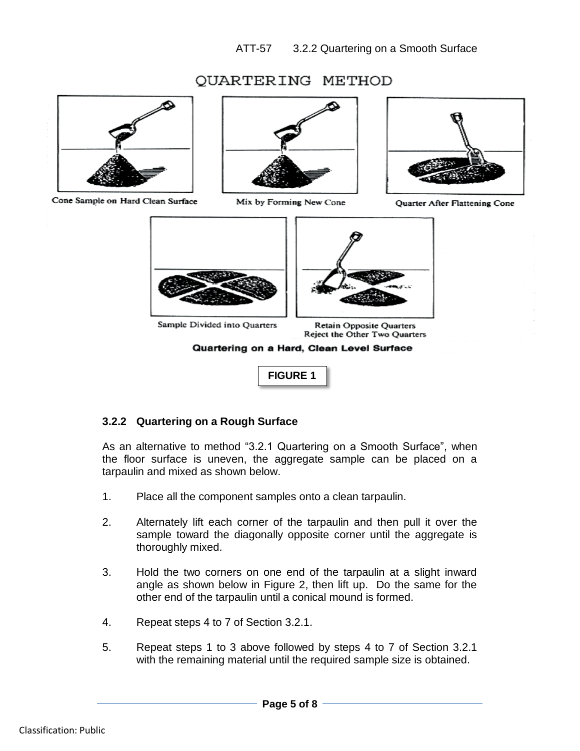QUARTERING METHOD

Cone Sample on Hard Clean Surface

Mix by Forming New Cone

Quarter After Flattening Cone

Sample Divided into Quarters

Retain Opposite Quarters
Reject the Other Two Quarters

**Quartering on a Hard, Clean Level Surface**

**FIGURE 1**

### 3.2.2 Quartering on a Rough Surface

As an alternative to method "3.2.1 Quartering on a Smooth Surface", when the floor surface is uneven, the aggregate sample can be placed on a tarpaulin and mixed as shown below.

1. Place all the component samples onto a clean tarpaulin.

2. Alternately lift each corner of the tarpaulin and then pull it over the sample toward the diagonally opposite corner until the aggregate is thoroughly mixed.

3. Hold the two corners on one end of the tarpaulin at a slight inward angle as shown below in Figure 2, then lift up. Do the same for the other end of the tarpaulin until a conical mound is formed.

4. Repeat steps 4 to 7 of Section 3.2.1.

5. Repeat steps 1 to 3 above followed by steps 4 to 7 of Section 3.2.1 with the remaining material until the required sample size is obtained.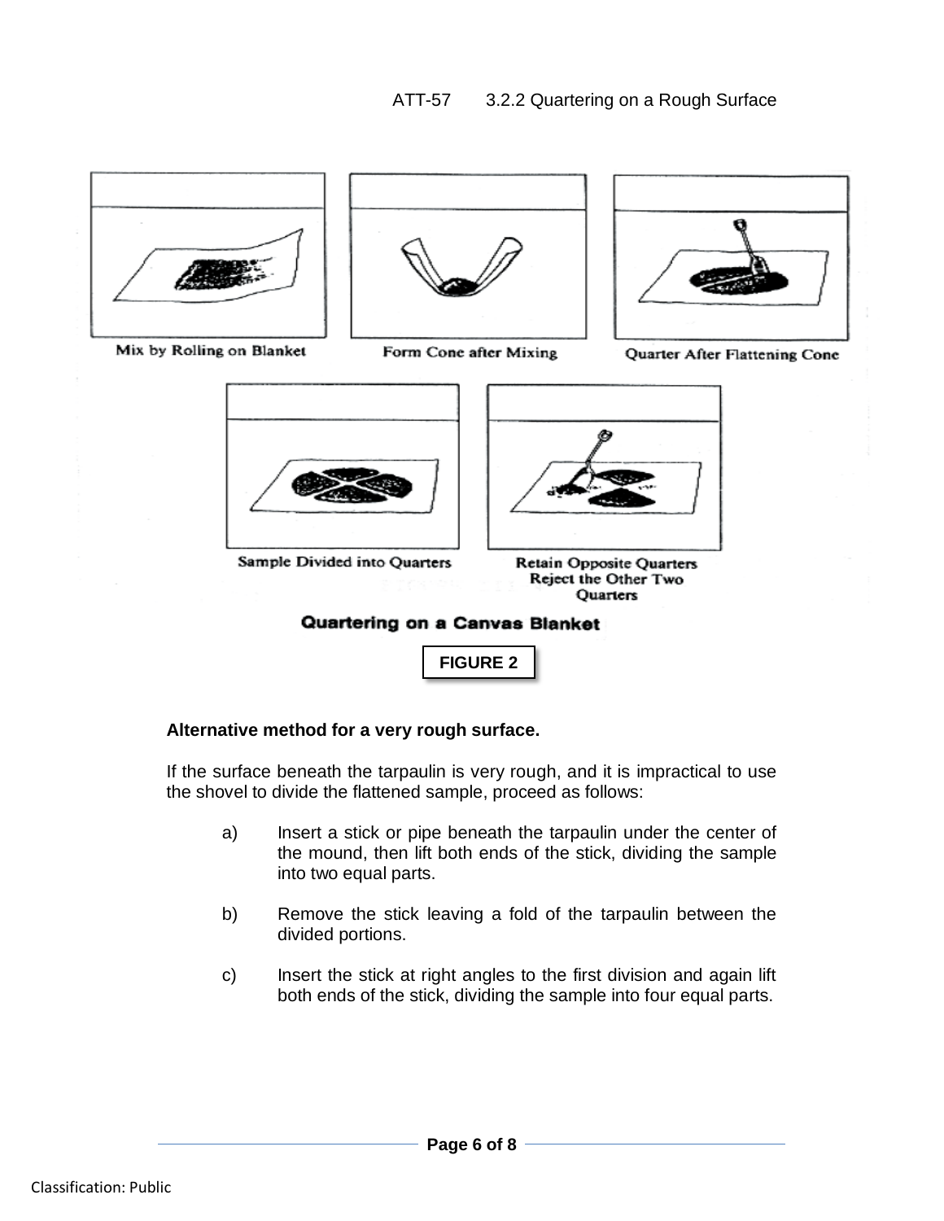## ATT-57 3.2.2 Quartering on a Rough Surface

Mix by Rolling on Blanket

Form Cone after Mixing

Quarter After Flattening Cone

Sample Divided into Quarters

Retain Opposite Quarters Reject the Other Two Quarters

**Quartering on a Canvas Blanket**

**FIGURE 2**

**Alternative method for a very rough surface.**

If the surface beneath the tarpaulin is very rough, and it is impractical to use the shovel to divide the flattened sample, proceed as follows:

a) Insert a stick or pipe beneath the tarpaulin under the center of the mound, then lift both ends of the stick, dividing the sample into two equal parts.

b) Remove the stick leaving a fold of the tarpaulin between the divided portions.

c) Insert the stick at right angles to the first division and again lift both ends of the stick, dividing the sample into four equal parts.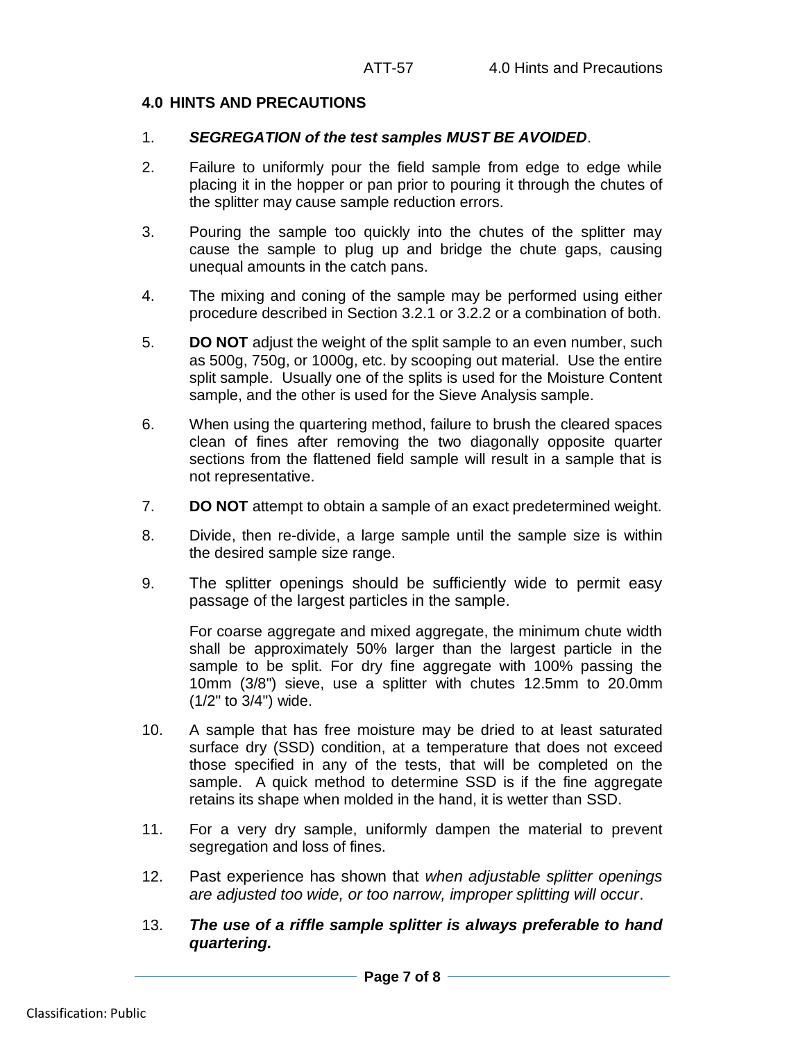## 4.0 HINTS AND PRECAUTIONS

1. ***SEGREGATION of the test samples MUST BE AVOIDED***.

2. Failure to uniformly pour the field sample from edge to edge while placing it in the hopper or pan prior to pouring it through the chutes of the splitter may cause sample reduction errors.

3. Pouring the sample too quickly into the chutes of the splitter may cause the sample to plug up and bridge the chute gaps, causing unequal amounts in the catch pans.

4. The mixing and coning of the sample may be performed using either procedure described in Section 3.2.1 or 3.2.2 or a combination of both.

5. **DO NOT** adjust the weight of the split sample to an even number, such as 500g, 750g, or 1000g, etc. by scooping out material. Use the entire split sample. Usually one of the splits is used for the Moisture Content sample, and the other is used for the Sieve Analysis sample.

6. When using the quartering method, failure to brush the cleared spaces clean of fines after removing the two diagonally opposite quarter sections from the flattened field sample will result in a sample that is not representative.

7. **DO NOT** attempt to obtain a sample of an exact predetermined weight.

8. Divide, then re-divide, a large sample until the sample size is within the desired sample size range.

9. The splitter openings should be sufficiently wide to permit easy passage of the largest particles in the sample.

   For coarse aggregate and mixed aggregate, the minimum chute width shall be approximately 50% larger than the largest particle in the sample to be split. For dry fine aggregate with 100% passing the 10mm (3/8") sieve, use a splitter with chutes 12.5mm to 20.0mm (1/2" to 3/4") wide.

10. A sample that has free moisture may be dried to at least saturated surface dry (SSD) condition, at a temperature that does not exceed those specified in any of the tests, that will be completed on the sample. A quick method to determine SSD is if the fine aggregate retains its shape when molded in the hand, it is wetter than SSD.

11. For a very dry sample, uniformly dampen the material to prevent segregation and loss of fines.

12. Past experience has shown that *when adjustable splitter openings are adjusted too wide, or too narrow, improper splitting will occur*.

13. ***The use of a riffle sample splitter is always preferable to hand quartering.***